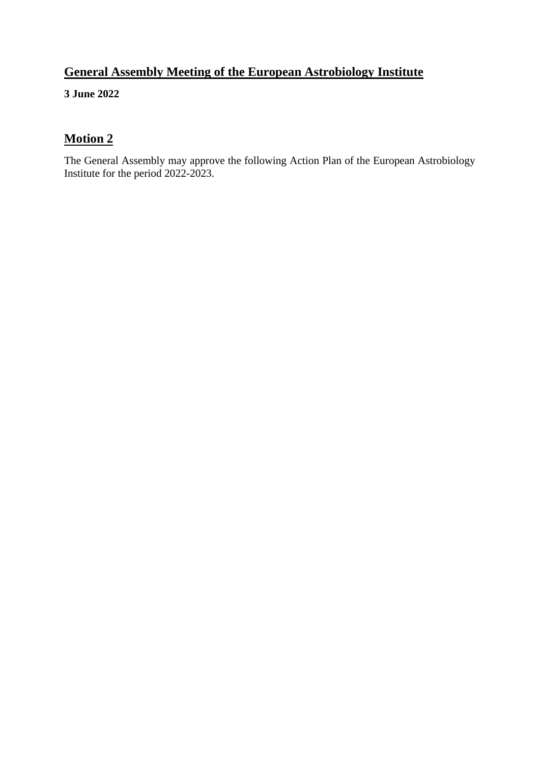# General Assembly Meeting of the European Astrobiology Institute

**3 June 2022**

## Motion 2

The General Assembly may approve the following Action Plan of the European Astrobiology Institute for the period 2022-2023.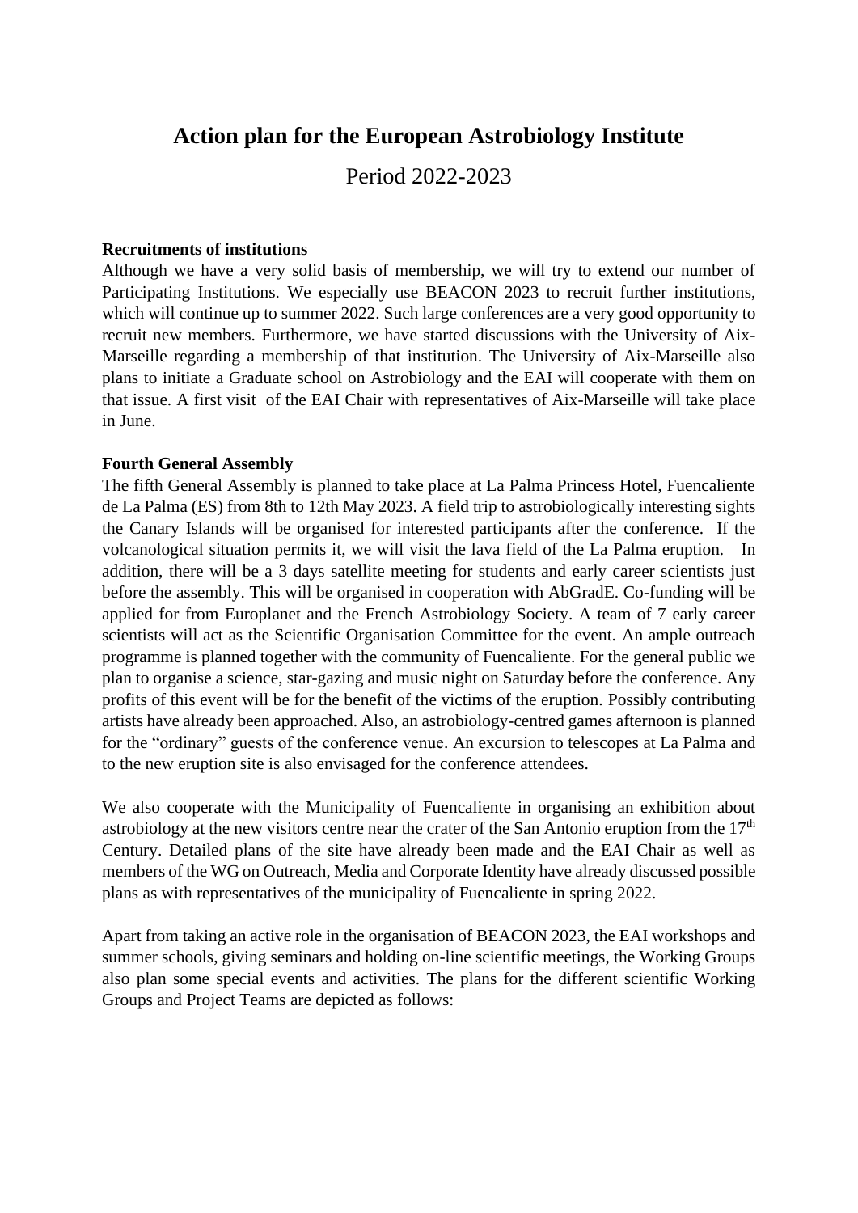# Action plan for the European Astrobiology Institute

Period 2022-2023

**Recruitments of institutions**

Although we have a very solid basis of membership, we will try to extend our number of Participating Institutions. We especially use BEACON 2023 to recruit further institutions, which will continue up to summer 2022. Such large conferences are a very good opportunity to recruit new members. Furthermore, we have started discussions with the University of Aix-Marseille regarding a membership of that institution. The University of Aix-Marseille also plans to initiate a Graduate school on Astrobiology and the EAI will cooperate with them on that issue. A first visit of the EAI Chair with representatives of Aix-Marseille will take place in June.

**Fourth General Assembly**

The fifth General Assembly is planned to take place at La Palma Princess Hotel, Fuencaliente de La Palma (ES) from 8th to 12th May 2023. A field trip to astrobiologically interesting sights the Canary Islands will be organised for interested participants after the conference. If the volcanological situation permits it, we will visit the lava field of the La Palma eruption. In addition, there will be a 3 days satellite meeting for students and early career scientists just before the assembly. This will be organised in cooperation with AbGradE. Co-funding will be applied for from Europlanet and the French Astrobiology Society. A team of 7 early career scientists will act as the Scientific Organisation Committee for the event. An ample outreach programme is planned together with the community of Fuencaliente. For the general public we plan to organise a science, star-gazing and music night on Saturday before the conference. Any profits of this event will be for the benefit of the victims of the eruption. Possibly contributing artists have already been approached. Also, an astrobiology-centred games afternoon is planned for the "ordinary" guests of the conference venue. An excursion to telescopes at La Palma and to the new eruption site is also envisaged for the conference attendees.

We also cooperate with the Municipality of Fuencaliente in organising an exhibition about astrobiology at the new visitors centre near the crater of the San Antonio eruption from the 17th Century. Detailed plans of the site have already been made and the EAI Chair as well as members of the WG on Outreach, Media and Corporate Identity have already discussed possible plans as with representatives of the municipality of Fuencaliente in spring 2022.

Apart from taking an active role in the organisation of BEACON 2023, the EAI workshops and summer schools, giving seminars and holding on-line scientific meetings, the Working Groups also plan some special events and activities. The plans for the different scientific Working Groups and Project Teams are depicted as follows: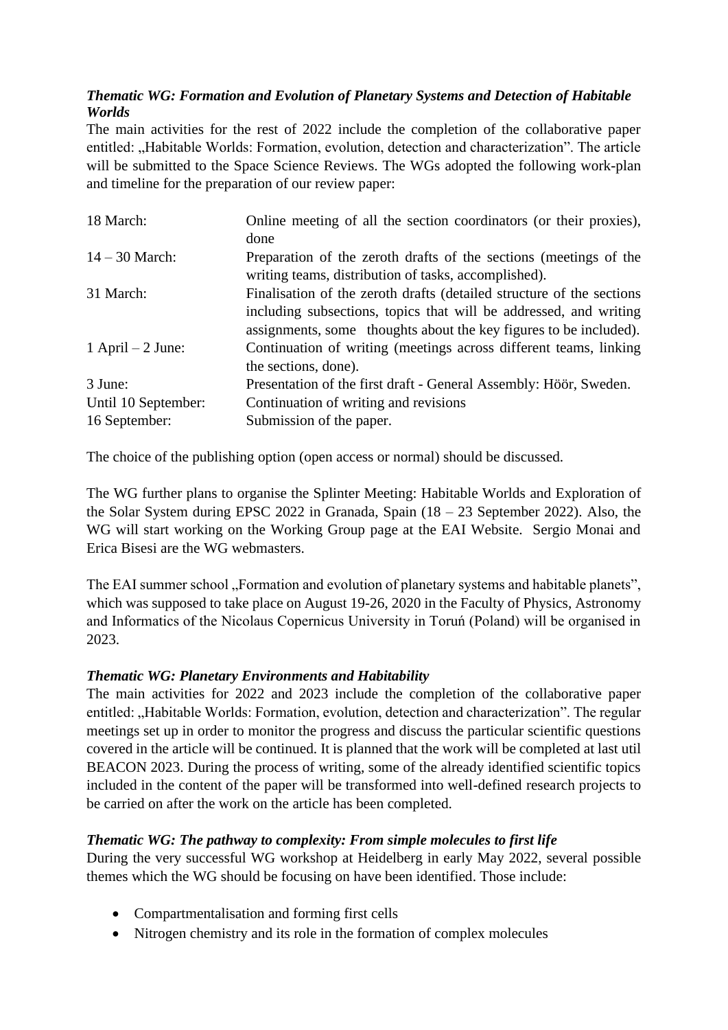### *Thematic WG: Formation and Evolution of Planetary Systems and Detection of Habitable Worlds*

The main activities for the rest of 2022 include the completion of the collaborative paper entitled: „Habitable Worlds: Formation, evolution, detection and characterization”. The article will be submitted to the Space Science Reviews. The WGs adopted the following work-plan and timeline for the preparation of our review paper:

| | |
|---|---|
| 18 March: | Online meeting of all the section coordinators (or their proxies), done |
| 14 – 30 March: | Preparation of the zeroth drafts of the sections (meetings of the writing teams, distribution of tasks, accomplished). |
| 31 March: | Finalisation of the zeroth drafts (detailed structure of the sections including subsections, topics that will be addressed, and writing assignments, some thoughts about the key figures to be included). |
| 1 April – 2 June: | Continuation of writing (meetings across different teams, linking the sections, done). |
| 3 June: | Presentation of the first draft - General Assembly: Höör, Sweden. |
| Until 10 September: | Continuation of writing and revisions |
| 16 September: | Submission of the paper. |

The choice of the publishing option (open access or normal) should be discussed.

The WG further plans to organise the Splinter Meeting: Habitable Worlds and Exploration of the Solar System during EPSC 2022 in Granada, Spain (18 – 23 September 2022). Also, the WG will start working on the Working Group page at the EAI Website. Sergio Monai and Erica Bisesi are the WG webmasters.

The EAI summer school „Formation and evolution of planetary systems and habitable planets”, which was supposed to take place on August 19-26, 2020 in the Faculty of Physics, Astronomy and Informatics of the Nicolaus Copernicus University in Toruń (Poland) will be organised in 2023.

### *Thematic WG: Planetary Environments and Habitability*

The main activities for 2022 and 2023 include the completion of the collaborative paper entitled: „Habitable Worlds: Formation, evolution, detection and characterization”. The regular meetings set up in order to monitor the progress and discuss the particular scientific questions covered in the article will be continued. It is planned that the work will be completed at last util BEACON 2023. During the process of writing, some of the already identified scientific topics included in the content of the paper will be transformed into well-defined research projects to be carried on after the work on the article has been completed.

### *Thematic WG: The pathway to complexity: From simple molecules to first life*

During the very successful WG workshop at Heidelberg in early May 2022, several possible themes which the WG should be focusing on have been identified. Those include:

- Compartmentalisation and forming first cells
- Nitrogen chemistry and its role in the formation of complex molecules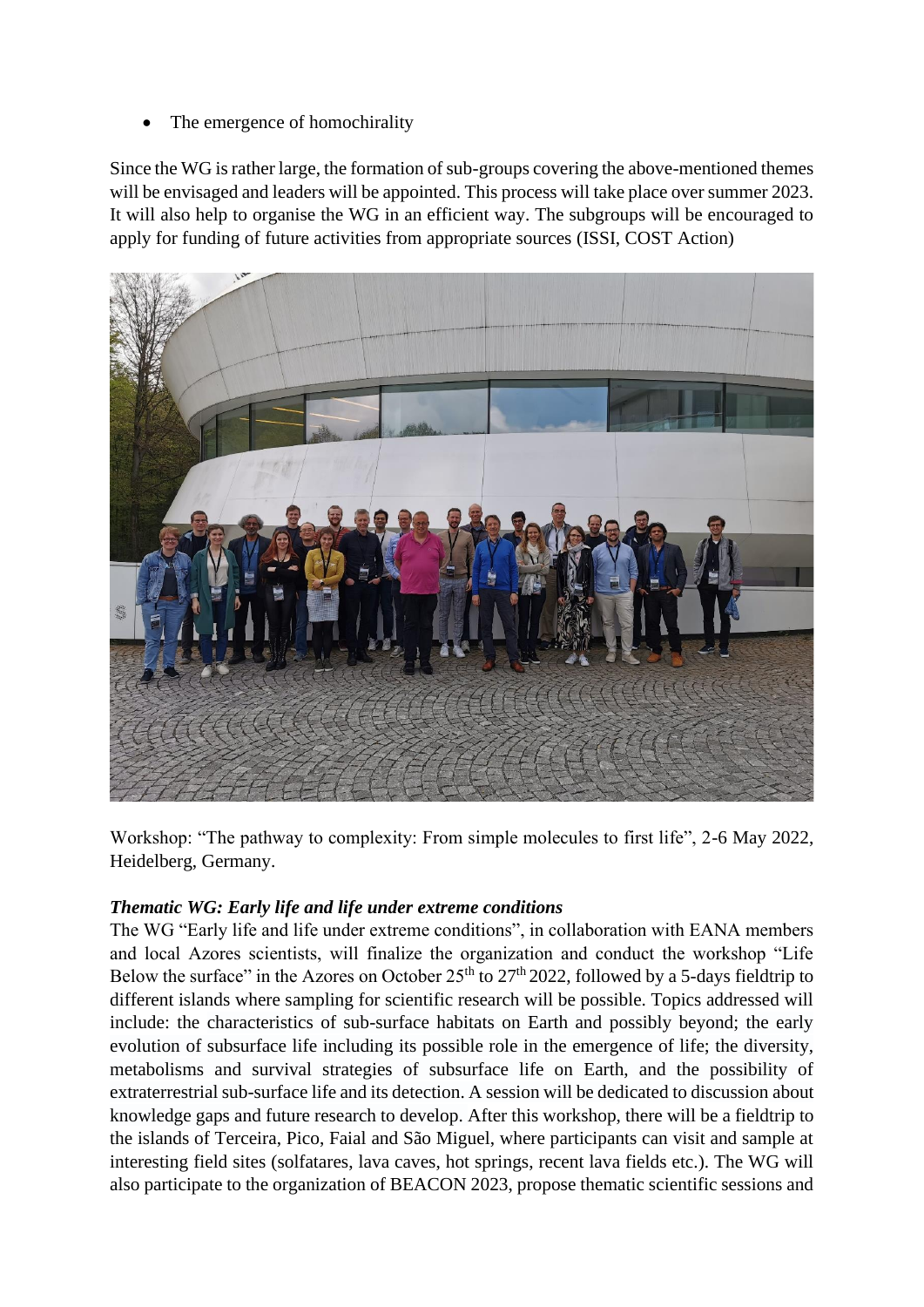- The emergence of homochirality

Since the WG is rather large, the formation of sub-groups covering the above-mentioned themes will be envisaged and leaders will be appointed. This process will take place over summer 2023. It will also help to organise the WG in an efficient way. The subgroups will be encouraged to apply for funding of future activities from appropriate sources (ISSI, COST Action)

Workshop: "The pathway to complexity: From simple molecules to first life", 2-6 May 2022, Heidelberg, Germany.

***Thematic WG: Early life and life under extreme conditions***

The WG "Early life and life under extreme conditions", in collaboration with EANA members and local Azores scientists, will finalize the organization and conduct the workshop "Life Below the surface" in the Azores on October 25$^{th}$ to 27$^{th}$ 2022, followed by a 5-days fieldtrip to different islands where sampling for scientific research will be possible. Topics addressed will include: the characteristics of sub-surface habitats on Earth and possibly beyond; the early evolution of subsurface life including its possible role in the emergence of life; the diversity, metabolisms and survival strategies of subsurface life on Earth, and the possibility of extraterrestrial sub-surface life and its detection. A session will be dedicated to discussion about knowledge gaps and future research to develop. After this workshop, there will be a fieldtrip to the islands of Terceira, Pico, Faial and São Miguel, where participants can visit and sample at interesting field sites (solfatares, lava caves, hot springs, recent lava fields etc.). The WG will also participate to the organization of BEACON 2023, propose thematic scientific sessions and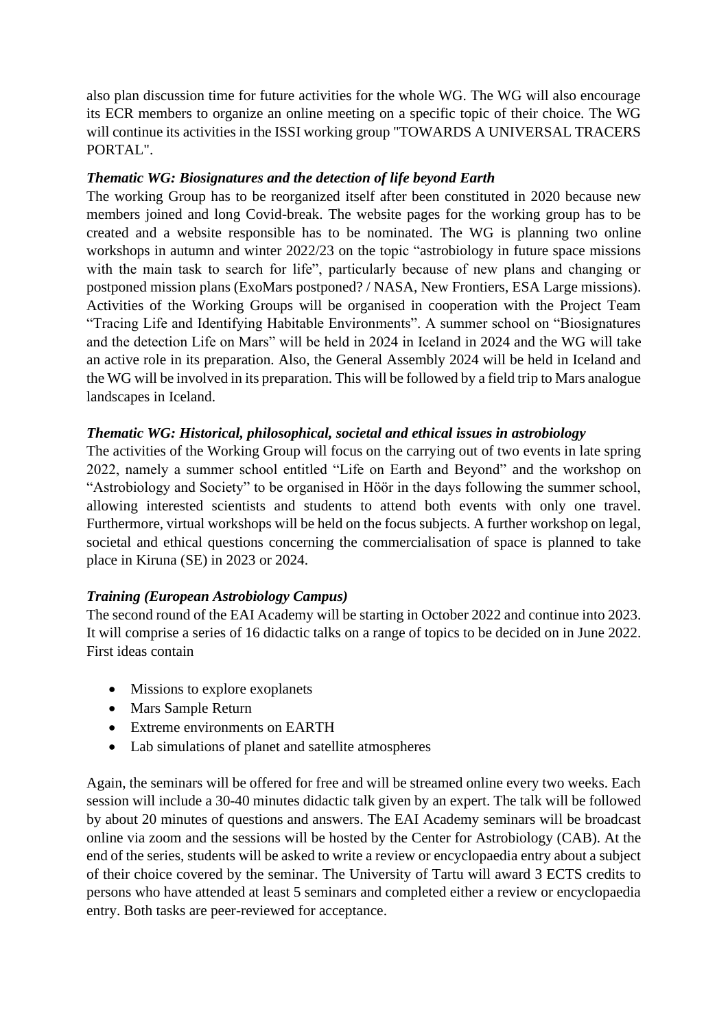also plan discussion time for future activities for the whole WG. The WG will also encourage its ECR members to organize an online meeting on a specific topic of their choice. The WG will continue its activities in the ISSI working group "TOWARDS A UNIVERSAL TRACERS PORTAL".

### *Thematic WG: Biosignatures and the detection of life beyond Earth*

The working Group has to be reorganized itself after been constituted in 2020 because new members joined and long Covid-break. The website pages for the working group has to be created and a website responsible has to be nominated. The WG is planning two online workshops in autumn and winter 2022/23 on the topic "astrobiology in future space missions with the main task to search for life", particularly because of new plans and changing or postponed mission plans (ExoMars postponed? / NASA, New Frontiers, ESA Large missions). Activities of the Working Groups will be organised in cooperation with the Project Team "Tracing Life and Identifying Habitable Environments". A summer school on "Biosignatures and the detection Life on Mars" will be held in 2024 in Iceland in 2024 and the WG will take an active role in its preparation. Also, the General Assembly 2024 will be held in Iceland and the WG will be involved in its preparation. This will be followed by a field trip to Mars analogue landscapes in Iceland.

### *Thematic WG: Historical, philosophical, societal and ethical issues in astrobiology*

The activities of the Working Group will focus on the carrying out of two events in late spring 2022, namely a summer school entitled "Life on Earth and Beyond" and the workshop on "Astrobiology and Society" to be organised in Höör in the days following the summer school, allowing interested scientists and students to attend both events with only one travel. Furthermore, virtual workshops will be held on the focus subjects. A further workshop on legal, societal and ethical questions concerning the commercialisation of space is planned to take place in Kiruna (SE) in 2023 or 2024.

### *Training (European Astrobiology Campus)*

The second round of the EAI Academy will be starting in October 2022 and continue into 2023. It will comprise a series of 16 didactic talks on a range of topics to be decided on in June 2022. First ideas contain

- Missions to explore exoplanets
- Mars Sample Return
- Extreme environments on EARTH
- Lab simulations of planet and satellite atmospheres

Again, the seminars will be offered for free and will be streamed online every two weeks. Each session will include a 30-40 minutes didactic talk given by an expert. The talk will be followed by about 20 minutes of questions and answers. The EAI Academy seminars will be broadcast online via zoom and the sessions will be hosted by the Center for Astrobiology (CAB). At the end of the series, students will be asked to write a review or encyclopaedia entry about a subject of their choice covered by the seminar. The University of Tartu will award 3 ECTS credits to persons who have attended at least 5 seminars and completed either a review or encyclopaedia entry. Both tasks are peer-reviewed for acceptance.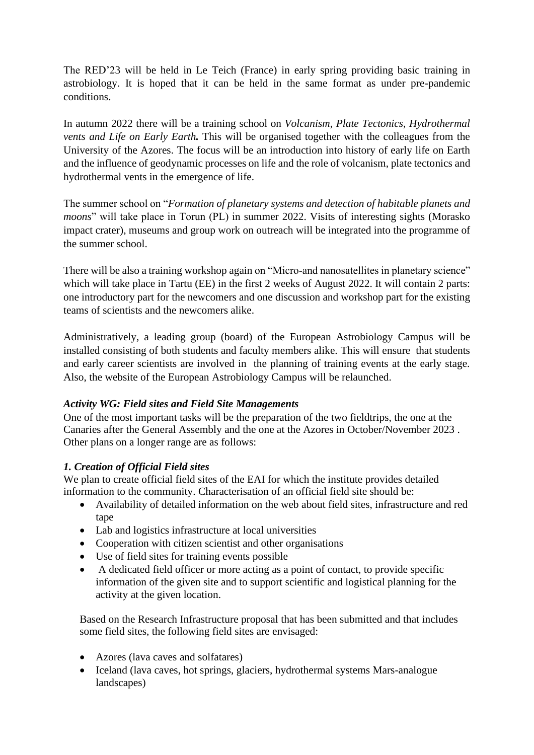The RED'23 will be held in Le Teich (France) in early spring providing basic training in astrobiology. It is hoped that it can be held in the same format as under pre-pandemic conditions.

In autumn 2022 there will be a training school on *Volcanism, Plate Tectonics, Hydrothermal vents and Life on Early Earth.* This will be organised together with the colleagues from the University of the Azores. The focus will be an introduction into history of early life on Earth and the influence of geodynamic processes on life and the role of volcanism, plate tectonics and hydrothermal vents in the emergence of life.

The summer school on "*Formation of planetary systems and detection of habitable planets and moons*" will take place in Torun (PL) in summer 2022. Visits of interesting sights (Morasko impact crater), museums and group work on outreach will be integrated into the programme of the summer school.

There will be also a training workshop again on "Micro-and nanosatellites in planetary science" which will take place in Tartu (EE) in the first 2 weeks of August 2022. It will contain 2 parts: one introductory part for the newcomers and one discussion and workshop part for the existing teams of scientists and the newcomers alike.

Administratively, a leading group (board) of the European Astrobiology Campus will be installed consisting of both students and faculty members alike. This will ensure that students and early career scientists are involved in the planning of training events at the early stage. Also, the website of the European Astrobiology Campus will be relaunched.

### *Activity WG: Field sites and Field Site Managements*

One of the most important tasks will be the preparation of the two fieldtrips, the one at the Canaries after the General Assembly and the one at the Azores in October/November 2023 . Other plans on a longer range are as follows:

#### *1. Creation of Official Field sites*

We plan to create official field sites of the EAI for which the institute provides detailed information to the community. Characterisation of an official field site should be:

- Availability of detailed information on the web about field sites, infrastructure and red tape
- Lab and logistics infrastructure at local universities
- Cooperation with citizen scientist and other organisations
- Use of field sites for training events possible
- A dedicated field officer or more acting as a point of contact, to provide specific information of the given site and to support scientific and logistical planning for the activity at the given location.

Based on the Research Infrastructure proposal that has been submitted and that includes some field sites, the following field sites are envisaged:

- Azores (lava caves and solfatares)
- Iceland (lava caves, hot springs, glaciers, hydrothermal systems Mars-analogue landscapes)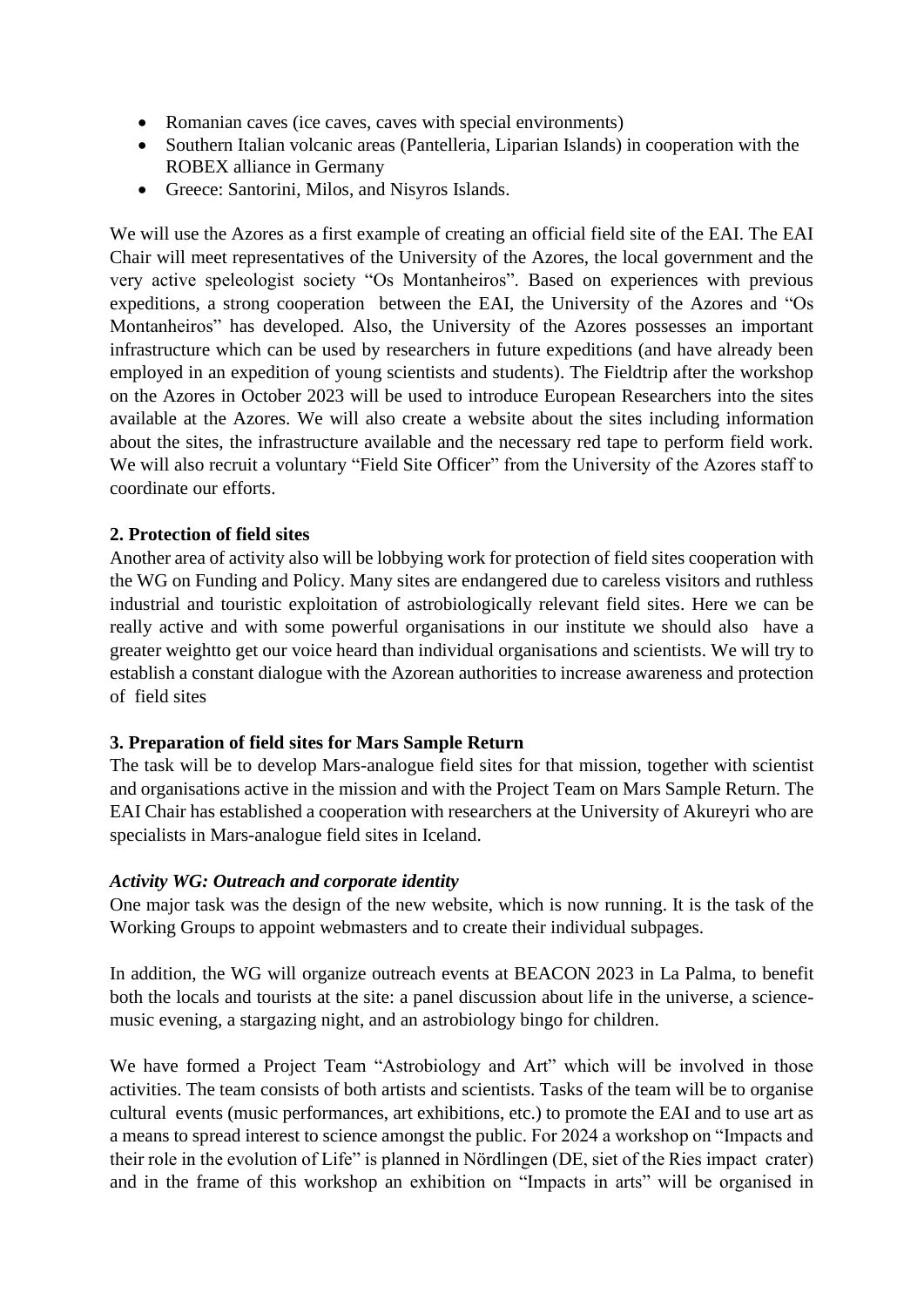- Romanian caves (ice caves, caves with special environments)
- Southern Italian volcanic areas (Pantelleria, Liparian Islands) in cooperation with the ROBEX alliance in Germany
- Greece: Santorini, Milos, and Nisyros Islands.

We will use the Azores as a first example of creating an official field site of the EAI. The EAI Chair will meet representatives of the University of the Azores, the local government and the very active speleologist society "Os Montanheiros". Based on experiences with previous expeditions, a strong cooperation between the EAI, the University of the Azores and "Os Montanheiros" has developed. Also, the University of the Azores possesses an important infrastructure which can be used by researchers in future expeditions (and have already been employed in an expedition of young scientists and students). The Fieldtrip after the workshop on the Azores in October 2023 will be used to introduce European Researchers into the sites available at the Azores. We will also create a website about the sites including information about the sites, the infrastructure available and the necessary red tape to perform field work. We will also recruit a voluntary "Field Site Officer" from the University of the Azores staff to coordinate our efforts.

**2. Protection of field sites**

Another area of activity also will be lobbying work for protection of field sites cooperation with the WG on Funding and Policy. Many sites are endangered due to careless visitors and ruthless industrial and touristic exploitation of astrobiologically relevant field sites. Here we can be really active and with some powerful organisations in our institute we should also have a greater weightto get our voice heard than individual organisations and scientists. We will try to establish a constant dialogue with the Azorean authorities to increase awareness and protection of field sites

**3. Preparation of field sites for Mars Sample Return**

The task will be to develop Mars-analogue field sites for that mission, together with scientist and organisations active in the mission and with the Project Team on Mars Sample Return. The EAI Chair has established a cooperation with researchers at the University of Akureyri who are specialists in Mars-analogue field sites in Iceland.

***Activity WG: Outreach and corporate identity***

One major task was the design of the new website, which is now running. It is the task of the Working Groups to appoint webmasters and to create their individual subpages.

In addition, the WG will organize outreach events at BEACON 2023 in La Palma, to benefit both the locals and tourists at the site: a panel discussion about life in the universe, a science-music evening, a stargazing night, and an astrobiology bingo for children.

We have formed a Project Team "Astrobiology and Art" which will be involved in those activities. The team consists of both artists and scientists. Tasks of the team will be to organise cultural events (music performances, art exhibitions, etc.) to promote the EAI and to use art as a means to spread interest to science amongst the public. For 2024 a workshop on "Impacts and their role in the evolution of Life" is planned in Nördlingen (DE, siet of the Ries impact crater) and in the frame of this workshop an exhibition on "Impacts in arts" will be organised in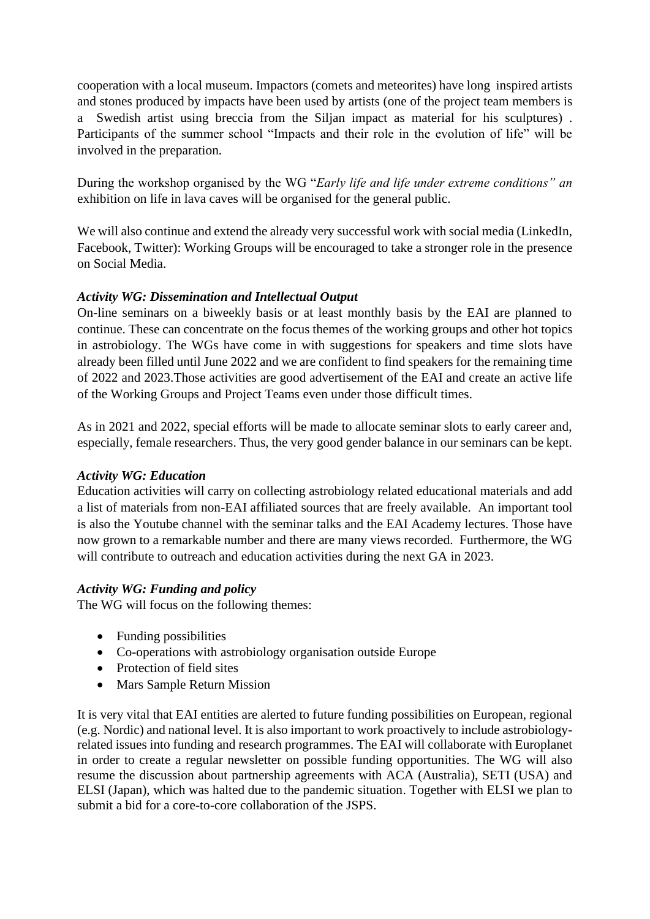cooperation with a local museum. Impactors (comets and meteorites) have long inspired artists and stones produced by impacts have been used by artists (one of the project team members is a Swedish artist using breccia from the Siljan impact as material for his sculptures) . Participants of the summer school "Impacts and their role in the evolution of life" will be involved in the preparation.

During the workshop organised by the WG "*Early life and life under extreme conditions" an* exhibition on life in lava caves will be organised for the general public.

We will also continue and extend the already very successful work with social media (LinkedIn, Facebook, Twitter): Working Groups will be encouraged to take a stronger role in the presence on Social Media.

***Activity WG: Dissemination and Intellectual Output***

On-line seminars on a biweekly basis or at least monthly basis by the EAI are planned to continue. These can concentrate on the focus themes of the working groups and other hot topics in astrobiology. The WGs have come in with suggestions for speakers and time slots have already been filled until June 2022 and we are confident to find speakers for the remaining time of 2022 and 2023.Those activities are good advertisement of the EAI and create an active life of the Working Groups and Project Teams even under those difficult times.

As in 2021 and 2022, special efforts will be made to allocate seminar slots to early career and, especially, female researchers. Thus, the very good gender balance in our seminars can be kept.

***Activity WG: Education***

Education activities will carry on collecting astrobiology related educational materials and add a list of materials from non-EAI affiliated sources that are freely available. An important tool is also the Youtube channel with the seminar talks and the EAI Academy lectures. Those have now grown to a remarkable number and there are many views recorded. Furthermore, the WG will contribute to outreach and education activities during the next GA in 2023.

***Activity WG: Funding and policy***

The WG will focus on the following themes:

- Funding possibilities
- Co-operations with astrobiology organisation outside Europe
- Protection of field sites
- Mars Sample Return Mission

It is very vital that EAI entities are alerted to future funding possibilities on European, regional (e.g. Nordic) and national level. It is also important to work proactively to include astrobiology-related issues into funding and research programmes. The EAI will collaborate with Europlanet in order to create a regular newsletter on possible funding opportunities. The WG will also resume the discussion about partnership agreements with ACA (Australia), SETI (USA) and ELSI (Japan), which was halted due to the pandemic situation. Together with ELSI we plan to submit a bid for a core-to-core collaboration of the JSPS.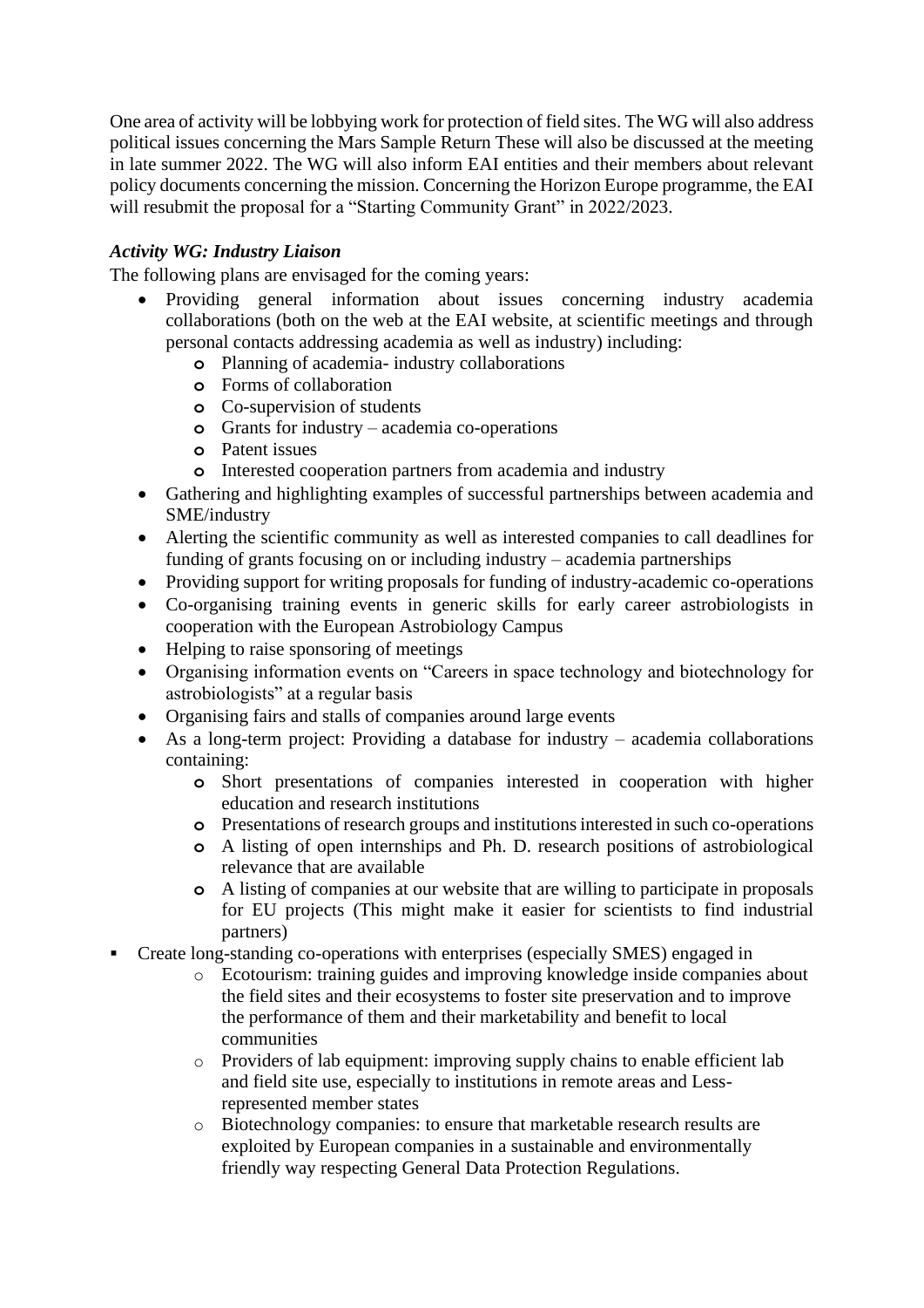One area of activity will be lobbying work for protection of field sites. The WG will also address political issues concerning the Mars Sample Return These will also be discussed at the meeting in late summer 2022. The WG will also inform EAI entities and their members about relevant policy documents concerning the mission. Concerning the Horizon Europe programme, the EAI will resubmit the proposal for a "Starting Community Grant" in 2022/2023.

***Activity WG: Industry Liaison***

The following plans are envisaged for the coming years:

- Providing general information about issues concerning industry academia collaborations (both on the web at the EAI website, at scientific meetings and through personal contacts addressing academia as well as industry) including:
    - Planning of academia- industry collaborations
    - Forms of collaboration
    - Co-supervision of students
    - Grants for industry – academia co-operations
    - Patent issues
    - Interested cooperation partners from academia and industry
- Gathering and highlighting examples of successful partnerships between academia and SME/industry
- Alerting the scientific community as well as interested companies to call deadlines for funding of grants focusing on or including industry – academia partnerships
- Providing support for writing proposals for funding of industry-academic co-operations
- Co-organising training events in generic skills for early career astrobiologists in cooperation with the European Astrobiology Campus
- Helping to raise sponsoring of meetings
- Organising information events on "Careers in space technology and biotechnology for astrobiologists" at a regular basis
- Organising fairs and stalls of companies around large events
- As a long-term project: Providing a database for industry – academia collaborations containing:
    - Short presentations of companies interested in cooperation with higher education and research institutions
    - Presentations of research groups and institutions interested in such co-operations
    - A listing of open internships and Ph. D. research positions of astrobiological relevance that are available
    - A listing of companies at our website that are willing to participate in proposals for EU projects (This might make it easier for scientists to find industrial partners)
- Create long-standing co-operations with enterprises (especially SMES) engaged in
    - Ecotourism: training guides and improving knowledge inside companies about the field sites and their ecosystems to foster site preservation and to improve the performance of them and their marketability and benefit to local communities
    - Providers of lab equipment: improving supply chains to enable efficient lab and field site use, especially to institutions in remote areas and Less-represented member states
    - Biotechnology companies: to ensure that marketable research results are exploited by European companies in a sustainable and environmentally friendly way respecting General Data Protection Regulations.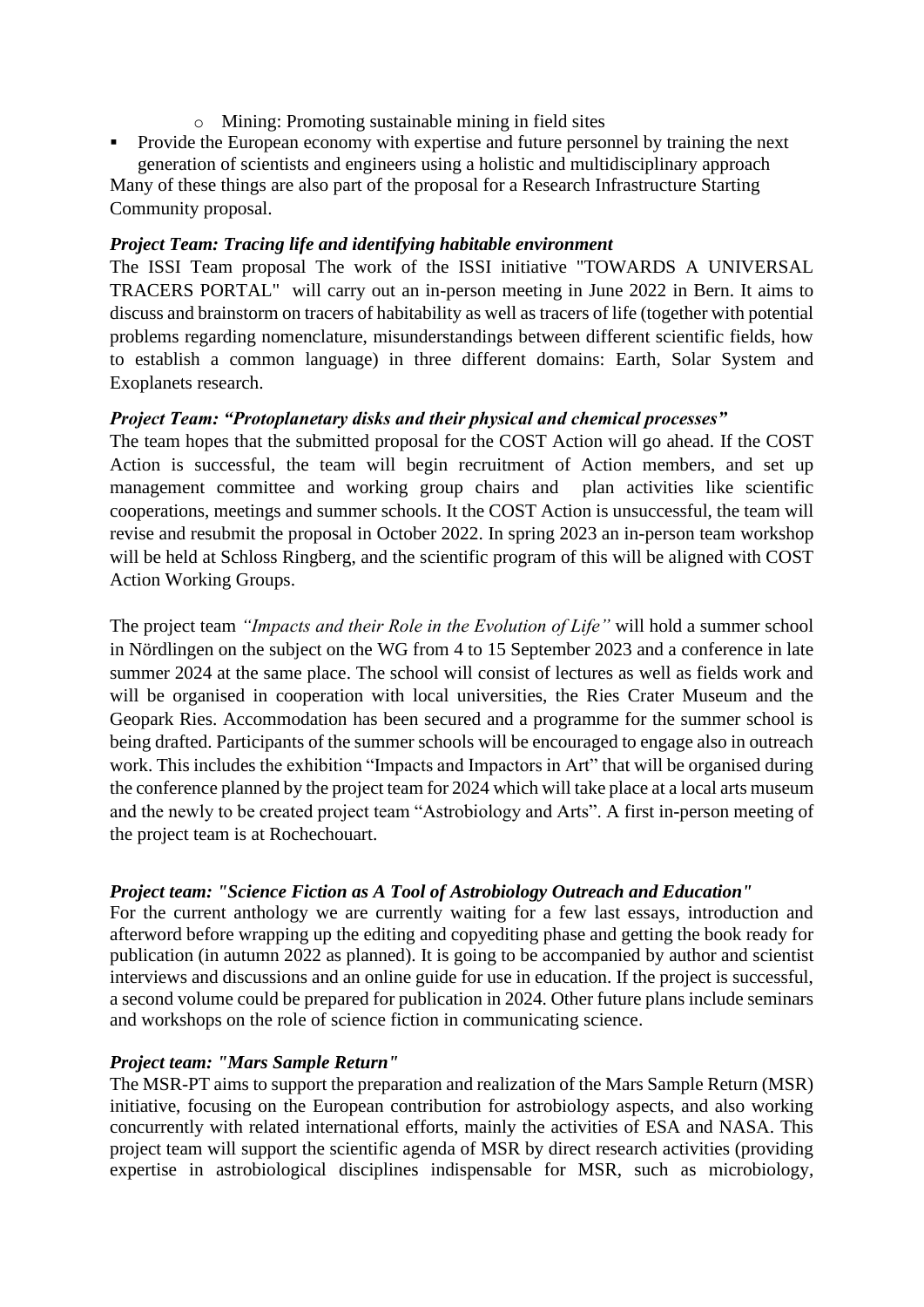- Mining: Promoting sustainable mining in field sites
- Provide the European economy with expertise and future personnel by training the next generation of scientists and engineers using a holistic and multidisciplinary approach

Many of these things are also part of the proposal for a Research Infrastructure Starting Community proposal.

***Project Team: Tracing life and identifying habitable environment***

The ISSI Team proposal The work of the ISSI initiative "TOWARDS A UNIVERSAL TRACERS PORTAL" will carry out an in-person meeting in June 2022 in Bern. It aims to discuss and brainstorm on tracers of habitability as well as tracers of life (together with potential problems regarding nomenclature, misunderstandings between different scientific fields, how to establish a common language) in three different domains: Earth, Solar System and Exoplanets research.

***Project Team: "Protoplanetary disks and their physical and chemical processes"***

The team hopes that the submitted proposal for the COST Action will go ahead. If the COST Action is successful, the team will begin recruitment of Action members, and set up management committee and working group chairs and plan activities like scientific cooperations, meetings and summer schools. It the COST Action is unsuccessful, the team will revise and resubmit the proposal in October 2022. In spring 2023 an in-person team workshop will be held at Schloss Ringberg, and the scientific program of this will be aligned with COST Action Working Groups.

The project team *"Impacts and their Role in the Evolution of Life"* will hold a summer school in Nördlingen on the subject on the WG from 4 to 15 September 2023 and a conference in late summer 2024 at the same place. The school will consist of lectures as well as fields work and will be organised in cooperation with local universities, the Ries Crater Museum and the Geopark Ries. Accommodation has been secured and a programme for the summer school is being drafted. Participants of the summer schools will be encouraged to engage also in outreach work. This includes the exhibition "Impacts and Impactors in Art" that will be organised during the conference planned by the project team for 2024 which will take place at a local arts museum and the newly to be created project team "Astrobiology and Arts". A first in-person meeting of the project team is at Rochechouart.

***Project team: "Science Fiction as A Tool of Astrobiology Outreach and Education"***

For the current anthology we are currently waiting for a few last essays, introduction and afterword before wrapping up the editing and copyediting phase and getting the book ready for publication (in autumn 2022 as planned). It is going to be accompanied by author and scientist interviews and discussions and an online guide for use in education. If the project is successful, a second volume could be prepared for publication in 2024. Other future plans include seminars and workshops on the role of science fiction in communicating science.

***Project team: "Mars Sample Return"***

The MSR-PT aims to support the preparation and realization of the Mars Sample Return (MSR) initiative, focusing on the European contribution for astrobiology aspects, and also working concurrently with related international efforts, mainly the activities of ESA and NASA. This project team will support the scientific agenda of MSR by direct research activities (providing expertise in astrobiological disciplines indispensable for MSR, such as microbiology,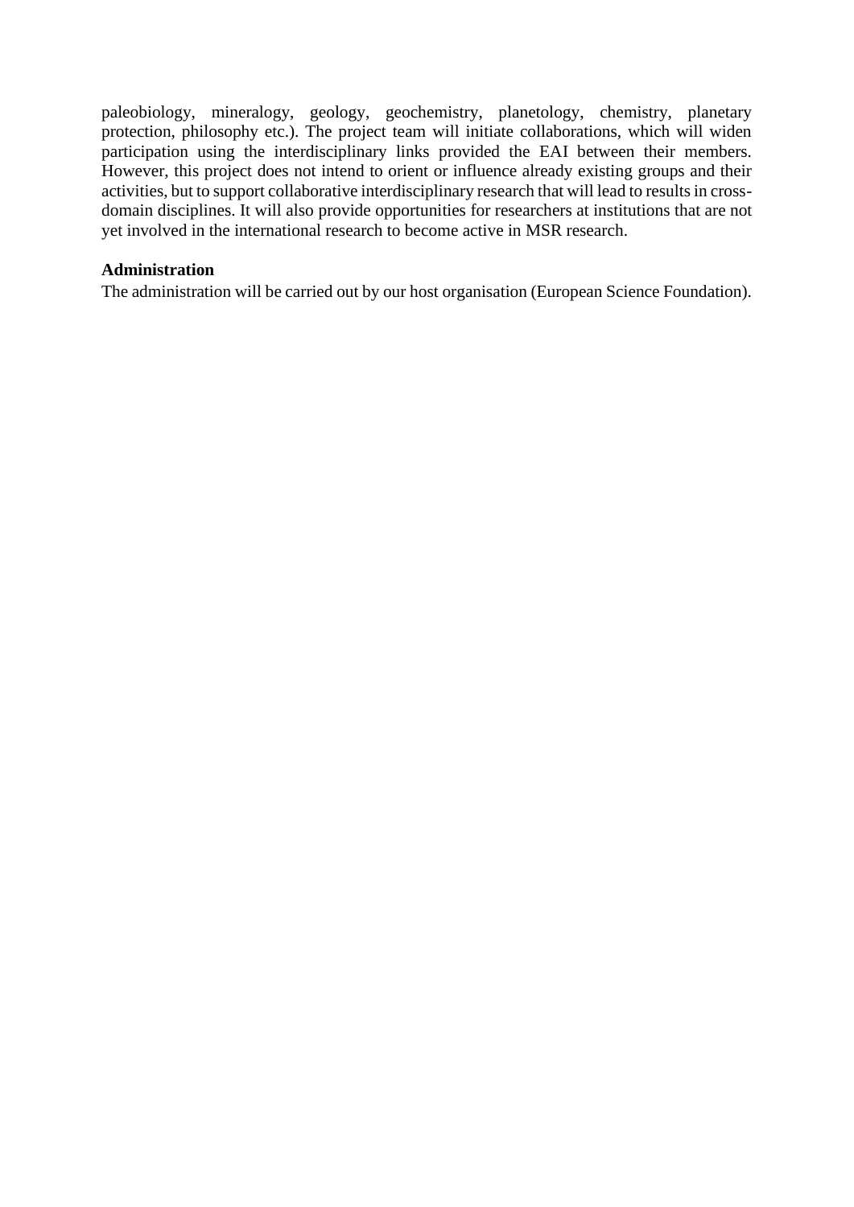paleobiology, mineralogy, geology, geochemistry, planetology, chemistry, planetary protection, philosophy etc.). The project team will initiate collaborations, which will widen participation using the interdisciplinary links provided the EAI between their members. However, this project does not intend to orient or influence already existing groups and their activities, but to support collaborative interdisciplinary research that will lead to results in cross-domain disciplines. It will also provide opportunities for researchers at institutions that are not yet involved in the international research to become active in MSR research.

**Administration**

The administration will be carried out by our host organisation (European Science Foundation).